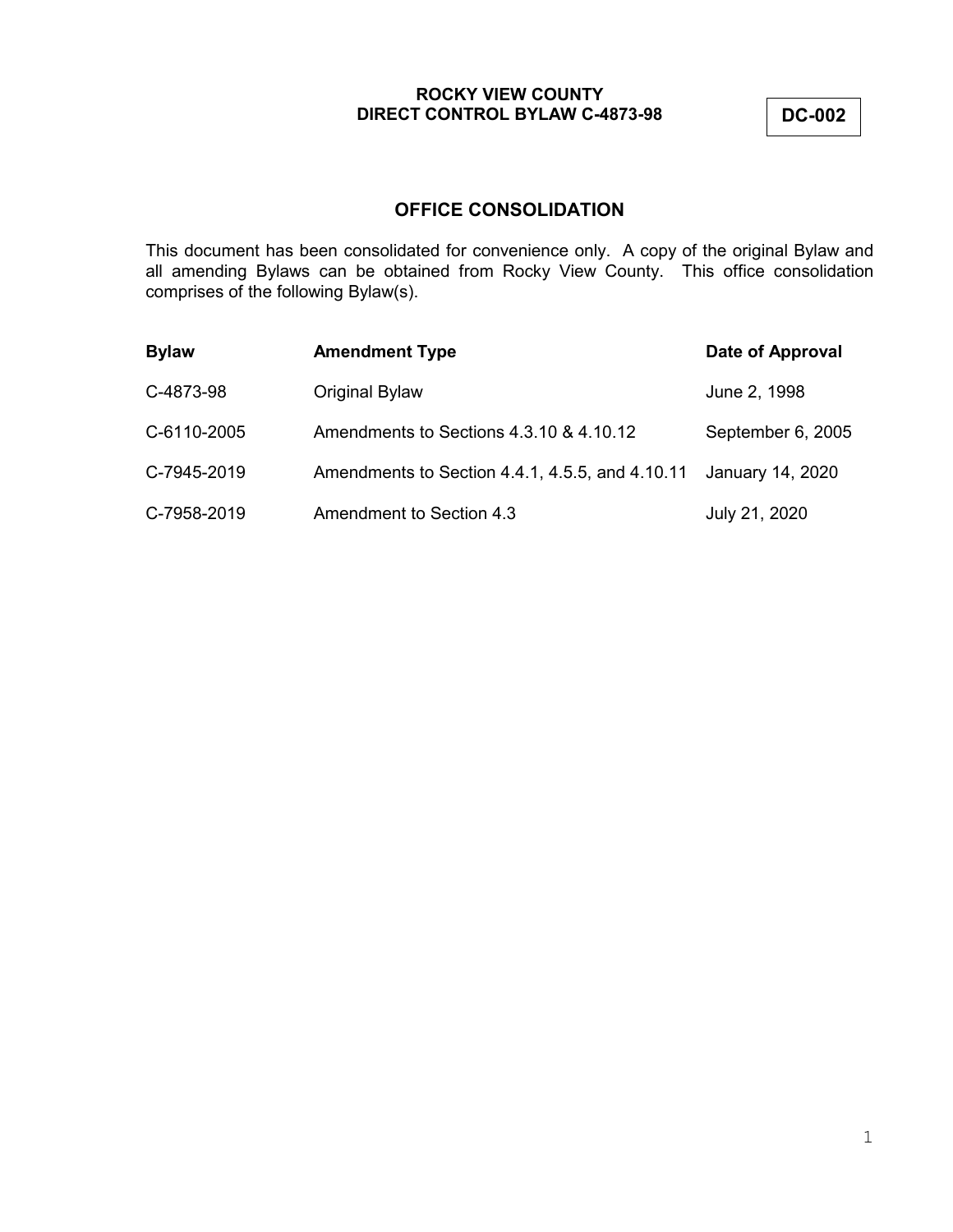**ROCKY VIEW COUNTY**
**DIRECT CONTROL BYLAW C-4873-98**

**DC-002**

## OFFICE CONSOLIDATION

This document has been consolidated for convenience only. A copy of the original Bylaw and all amending Bylaws can be obtained from Rocky View County. This office consolidation comprises of the following Bylaw(s).

| Bylaw | Amendment Type | Date of Approval |
|---|---|---|
| C-4873-98 | Original Bylaw | June 2, 1998 |
| C-6110-2005 | Amendments to Sections 4.3.10 & 4.10.12 | September 6, 2005 |
| C-7945-2019 | Amendments to Section 4.4.1, 4.5.5, and 4.10.11 | January 14, 2020 |
| C-7958-2019 | Amendment to Section 4.3 | July 21, 2020 |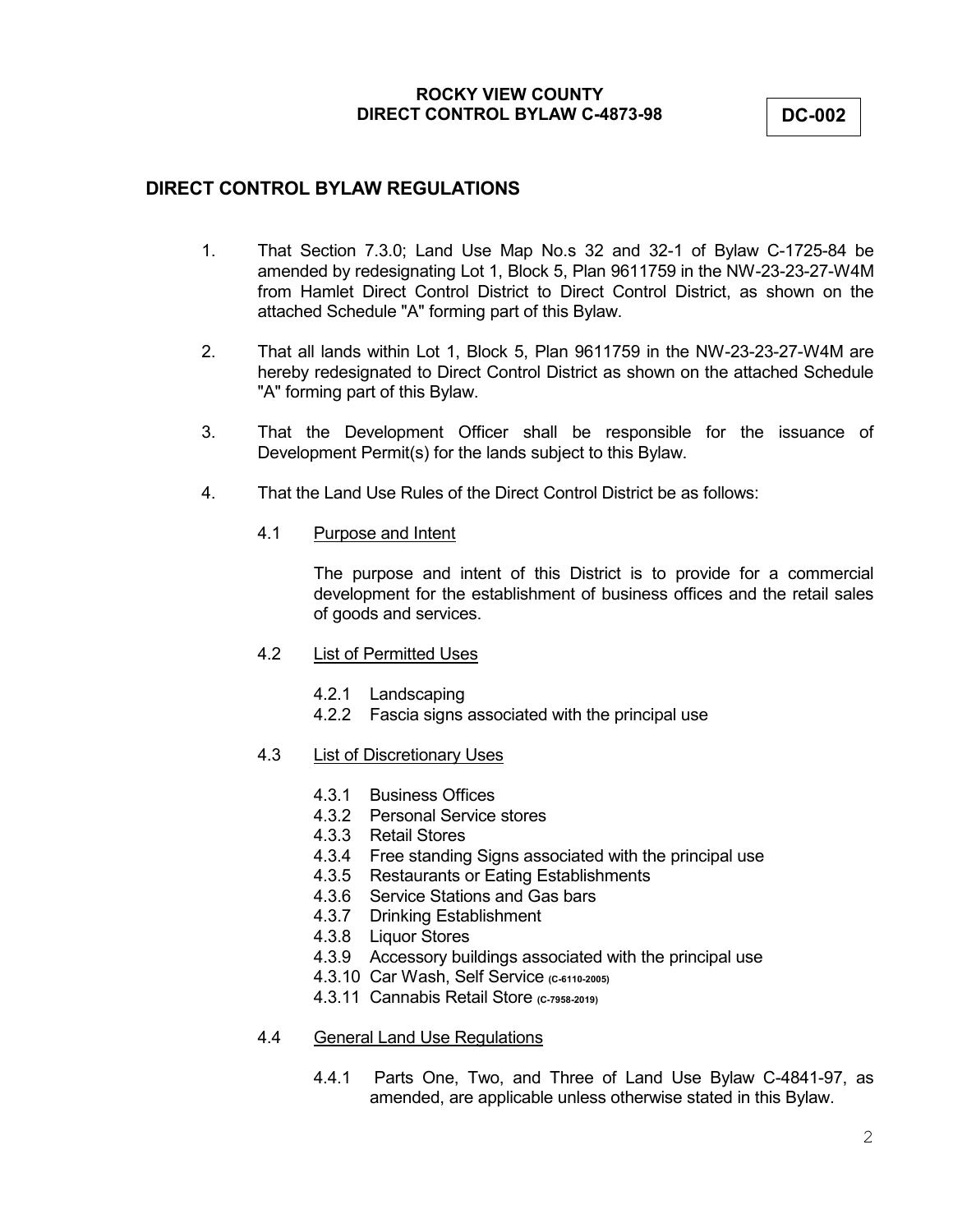**ROCKY VIEW COUNTY**
**DIRECT CONTROL BYLAW C-4873-98**

**DC-002**

## DIRECT CONTROL BYLAW REGULATIONS

1. That Section 7.3.0; Land Use Map No.s 32 and 32-1 of Bylaw C-1725-84 be amended by redesignating Lot 1, Block 5, Plan 9611759 in the NW-23-23-27-W4M from Hamlet Direct Control District to Direct Control District, as shown on the attached Schedule "A" forming part of this Bylaw.

2. That all lands within Lot 1, Block 5, Plan 9611759 in the NW-23-23-27-W4M are hereby redesignated to Direct Control District as shown on the attached Schedule "A" forming part of this Bylaw.

3. That the Development Officer shall be responsible for the issuance of Development Permit(s) for the lands subject to this Bylaw.

4. That the Land Use Rules of the Direct Control District be as follows:

   4.1 Purpose and Intent

   The purpose and intent of this District is to provide for a commercial development for the establishment of business offices and the retail sales of goods and services.

   4.2 List of Permitted Uses

   4.2.1 Landscaping
   4.2.2 Fascia signs associated with the principal use

   4.3 List of Discretionary Uses

   4.3.1 Business Offices
   4.3.2 Personal Service stores
   4.3.3 Retail Stores
   4.3.4 Free standing Signs associated with the principal use
   4.3.5 Restaurants or Eating Establishments
   4.3.6 Service Stations and Gas bars
   4.3.7 Drinking Establishment
   4.3.8 Liquor Stores
   4.3.9 Accessory buildings associated with the principal use
   4.3.10 Car Wash, Self Service (C-6110-2005)
   4.3.11 Cannabis Retail Store (C-7958-2019)

   4.4 General Land Use Regulations

   4.4.1 Parts One, Two, and Three of Land Use Bylaw C-4841-97, as amended, are applicable unless otherwise stated in this Bylaw.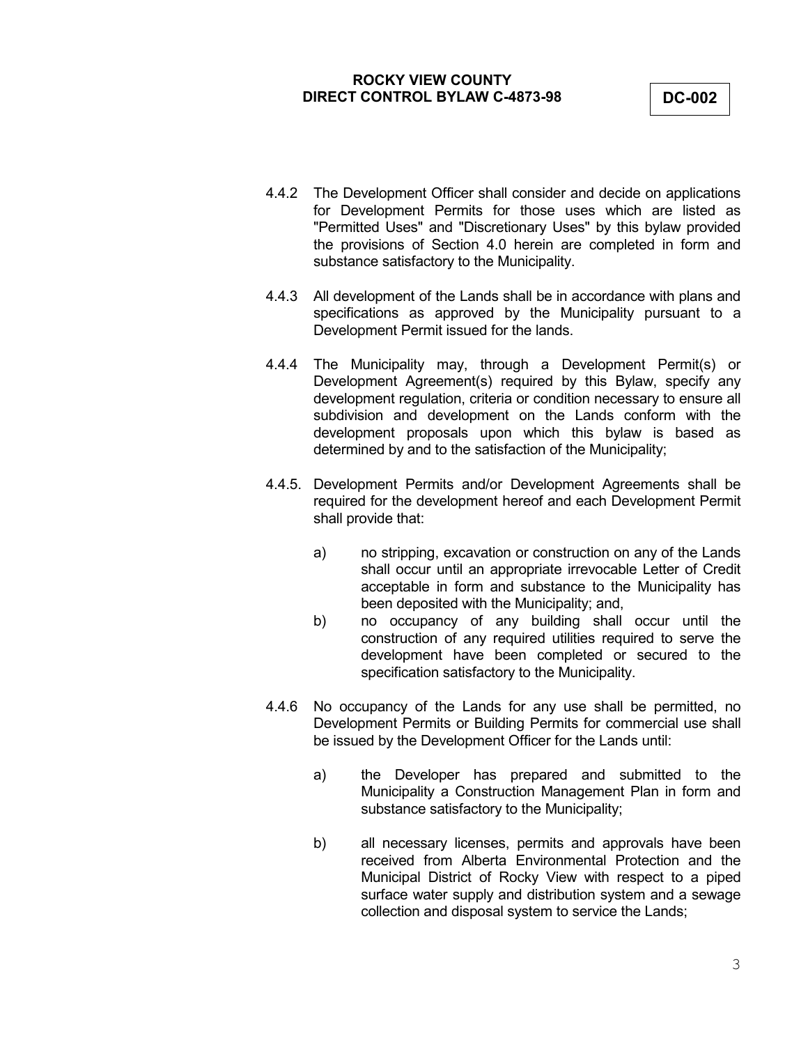4.4.2 The Development Officer shall consider and decide on applications for Development Permits for those uses which are listed as "Permitted Uses" and "Discretionary Uses" by this bylaw provided the provisions of Section 4.0 herein are completed in form and substance satisfactory to the Municipality.

4.4.3 All development of the Lands shall be in accordance with plans and specifications as approved by the Municipality pursuant to a Development Permit issued for the lands.

4.4.4 The Municipality may, through a Development Permit(s) or Development Agreement(s) required by this Bylaw, specify any development regulation, criteria or condition necessary to ensure all subdivision and development on the Lands conform with the development proposals upon which this bylaw is based as determined by and to the satisfaction of the Municipality;

4.4.5. Development Permits and/or Development Agreements shall be required for the development hereof and each Development Permit shall provide that:

a) no stripping, excavation or construction on any of the Lands shall occur until an appropriate irrevocable Letter of Credit acceptable in form and substance to the Municipality has been deposited with the Municipality; and,

b) no occupancy of any building shall occur until the construction of any required utilities required to serve the development have been completed or secured to the specification satisfactory to the Municipality.

4.4.6 No occupancy of the Lands for any use shall be permitted, no Development Permits or Building Permits for commercial use shall be issued by the Development Officer for the Lands until:

a) the Developer has prepared and submitted to the Municipality a Construction Management Plan in form and substance satisfactory to the Municipality;

b) all necessary licenses, permits and approvals have been received from Alberta Environmental Protection and the Municipal District of Rocky View with respect to a piped surface water supply and distribution system and a sewage collection and disposal system to service the Lands;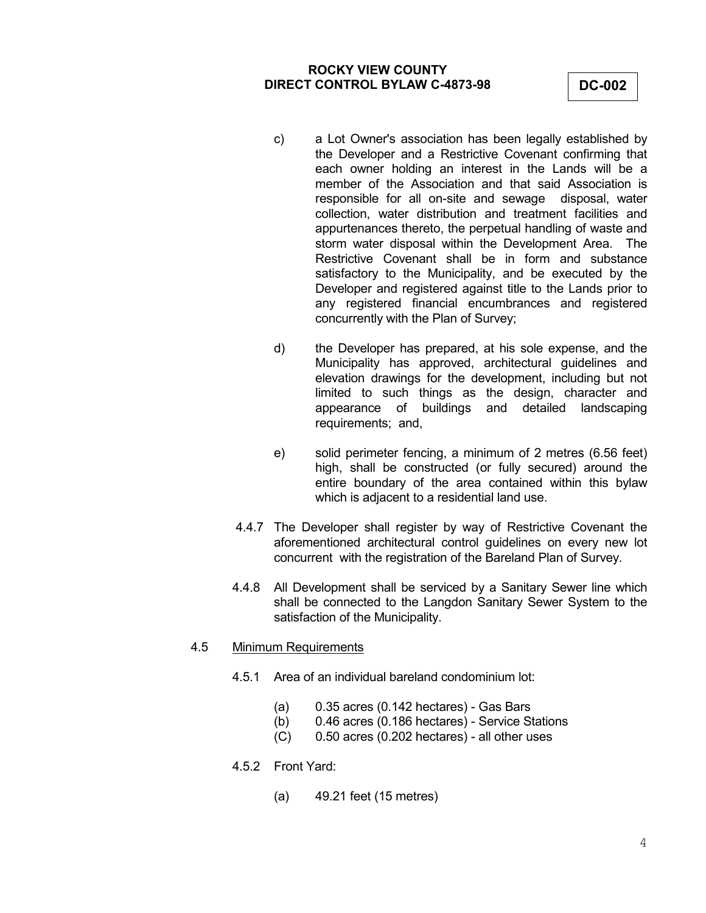c) a Lot Owner's association has been legally established by the Developer and a Restrictive Covenant confirming that each owner holding an interest in the Lands will be a member of the Association and that said Association is responsible for all on-site and sewage disposal, water collection, water distribution and treatment facilities and appurtenances thereto, the perpetual handling of waste and storm water disposal within the Development Area. The Restrictive Covenant shall be in form and substance satisfactory to the Municipality, and be executed by the Developer and registered against title to the Lands prior to any registered financial encumbrances and registered concurrently with the Plan of Survey;

d) the Developer has prepared, at his sole expense, and the Municipality has approved, architectural guidelines and elevation drawings for the development, including but not limited to such things as the design, character and appearance of buildings and detailed landscaping requirements; and,

e) solid perimeter fencing, a minimum of 2 metres (6.56 feet) high, shall be constructed (or fully secured) around the entire boundary of the area contained within this bylaw which is adjacent to a residential land use.

4.4.7 The Developer shall register by way of Restrictive Covenant the aforementioned architectural control guidelines on every new lot concurrent with the registration of the Bareland Plan of Survey.

4.4.8 All Development shall be serviced by a Sanitary Sewer line which shall be connected to the Langdon Sanitary Sewer System to the satisfaction of the Municipality.

4.5 Minimum Requirements

4.5.1 Area of an individual bareland condominium lot:

(a) 0.35 acres (0.142 hectares) - Gas Bars
(b) 0.46 acres (0.186 hectares) - Service Stations
(C) 0.50 acres (0.202 hectares) - all other uses

4.5.2 Front Yard:

(a) 49.21 feet (15 metres)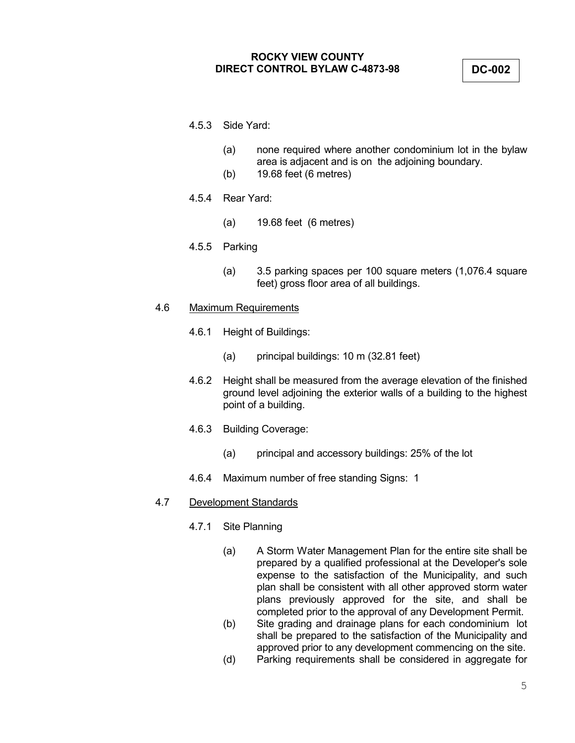4.5.3 Side Yard:

- (a) none required where another condominium lot in the bylaw area is adjacent and is on the adjoining boundary.
- (b) 19.68 feet (6 metres)

4.5.4 Rear Yard:

- (a) 19.68 feet (6 metres)

4.5.5 Parking

- (a) 3.5 parking spaces per 100 square meters (1,076.4 square feet) gross floor area of all buildings.

4.6 <u>Maximum Requirements</u>

4.6.1 Height of Buildings:

- (a) principal buildings: 10 m (32.81 feet)

4.6.2 Height shall be measured from the average elevation of the finished ground level adjoining the exterior walls of a building to the highest point of a building.

4.6.3 Building Coverage:

- (a) principal and accessory buildings: 25% of the lot

4.6.4 Maximum number of free standing Signs: 1

4.7 <u>Development Standards</u>

4.7.1 Site Planning

- (a) A Storm Water Management Plan for the entire site shall be prepared by a qualified professional at the Developer's sole expense to the satisfaction of the Municipality, and such plan shall be consistent with all other approved storm water plans previously approved for the site, and shall be completed prior to the approval of any Development Permit.
- (b) Site grading and drainage plans for each condominium lot shall be prepared to the satisfaction of the Municipality and approved prior to any development commencing on the site.
- (d) Parking requirements shall be considered in aggregate for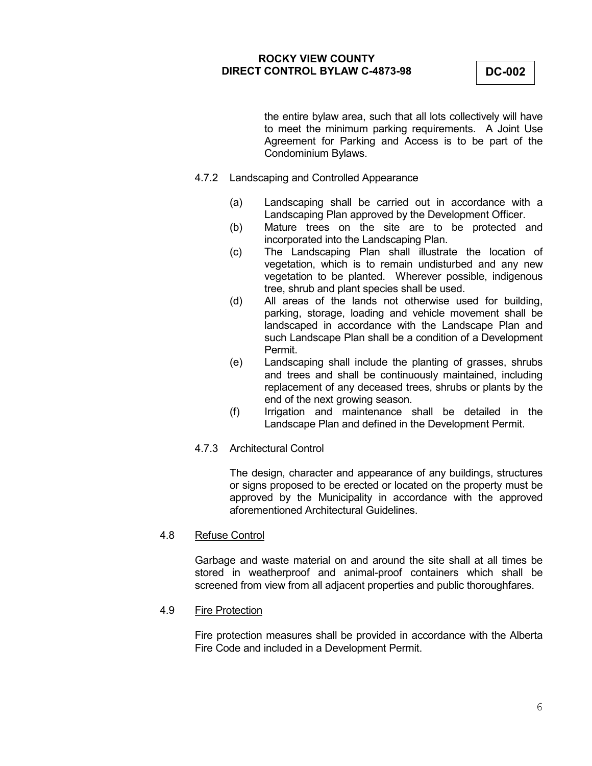the entire bylaw area, such that all lots collectively will have to meet the minimum parking requirements. A Joint Use Agreement for Parking and Access is to be part of the Condominium Bylaws.

4.7.2 Landscaping and Controlled Appearance

(a) Landscaping shall be carried out in accordance with a Landscaping Plan approved by the Development Officer.

(b) Mature trees on the site are to be protected and incorporated into the Landscaping Plan.

(c) The Landscaping Plan shall illustrate the location of vegetation, which is to remain undisturbed and any new vegetation to be planted. Wherever possible, indigenous tree, shrub and plant species shall be used.

(d) All areas of the lands not otherwise used for building, parking, storage, loading and vehicle movement shall be landscaped in accordance with the Landscape Plan and such Landscape Plan shall be a condition of a Development Permit.

(e) Landscaping shall include the planting of grasses, shrubs and trees and shall be continuously maintained, including replacement of any deceased trees, shrubs or plants by the end of the next growing season.

(f) Irrigation and maintenance shall be detailed in the Landscape Plan and defined in the Development Permit.

4.7.3 Architectural Control

The design, character and appearance of any buildings, structures or signs proposed to be erected or located on the property must be approved by the Municipality in accordance with the approved aforementioned Architectural Guidelines.

4.8 <u>Refuse Control</u>

Garbage and waste material on and around the site shall at all times be stored in weatherproof and animal-proof containers which shall be screened from view from all adjacent properties and public thoroughfares.

4.9 <u>Fire Protection</u>

Fire protection measures shall be provided in accordance with the Alberta Fire Code and included in a Development Permit.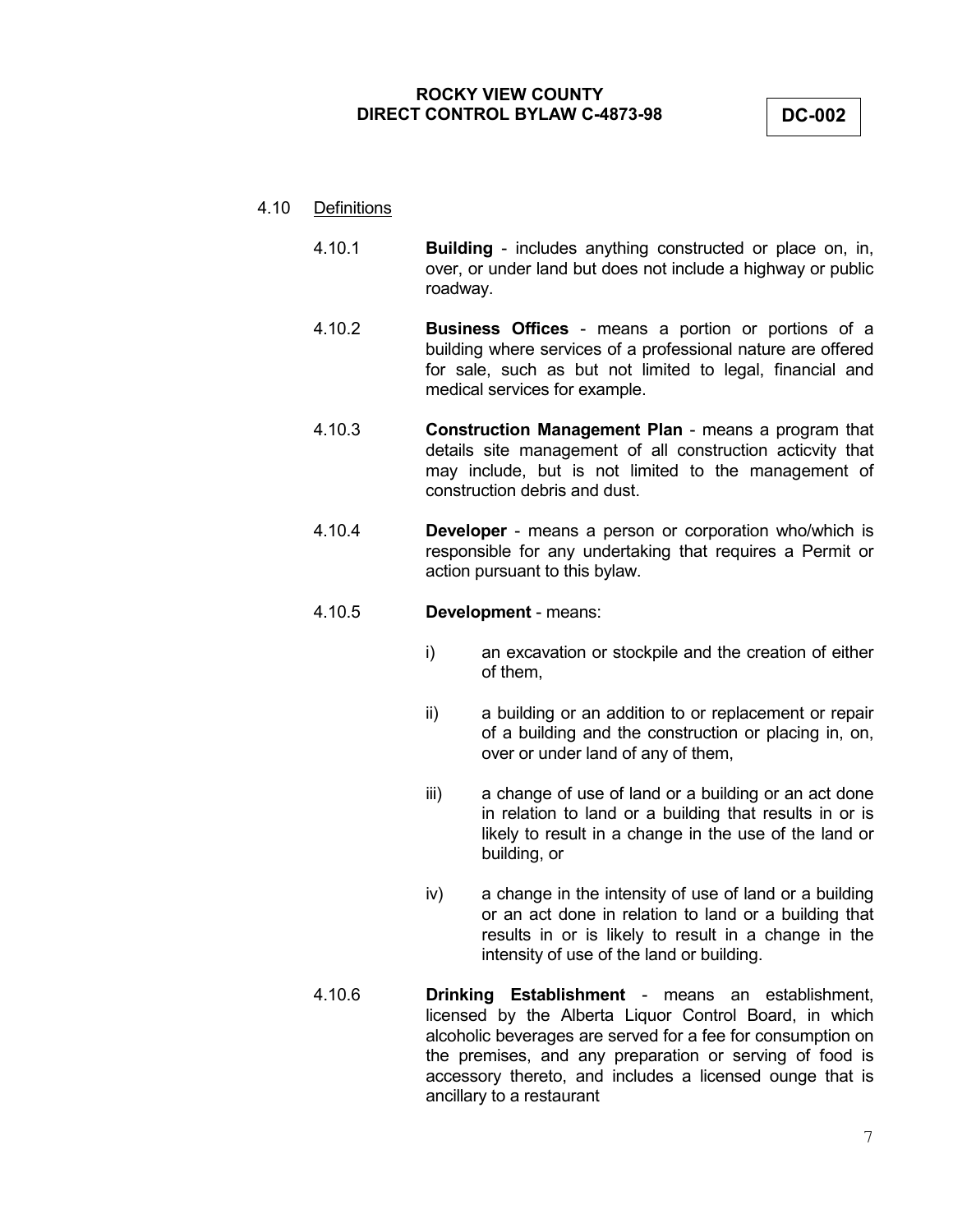4.10 Definitions

4.10.1 **Building** - includes anything constructed or place on, in, over, or under land but does not include a highway or public roadway.

4.10.2 **Business Offices** - means a portion or portions of a building where services of a professional nature are offered for sale, such as but not limited to legal, financial and medical services for example.

4.10.3 **Construction Management Plan** - means a program that details site management of all construction acticvity that may include, but is not limited to the management of construction debris and dust.

4.10.4 **Developer** - means a person or corporation who/which is responsible for any undertaking that requires a Permit or action pursuant to this bylaw.

4.10.5 **Development** - means:

i) an excavation or stockpile and the creation of either of them,

ii) a building or an addition to or replacement or repair of a building and the construction or placing in, on, over or under land of any of them,

iii) a change of use of land or a building or an act done in relation to land or a building that results in or is likely to result in a change in the use of the land or building, or

iv) a change in the intensity of use of land or a building or an act done in relation to land or a building that results in or is likely to result in a change in the intensity of use of the land or building.

4.10.6 **Drinking Establishment** - means an establishment, licensed by the Alberta Liquor Control Board, in which alcoholic beverages are served for a fee for consumption on the premises, and any preparation or serving of food is accessory thereto, and includes a licensed ounge that is ancillary to a restaurant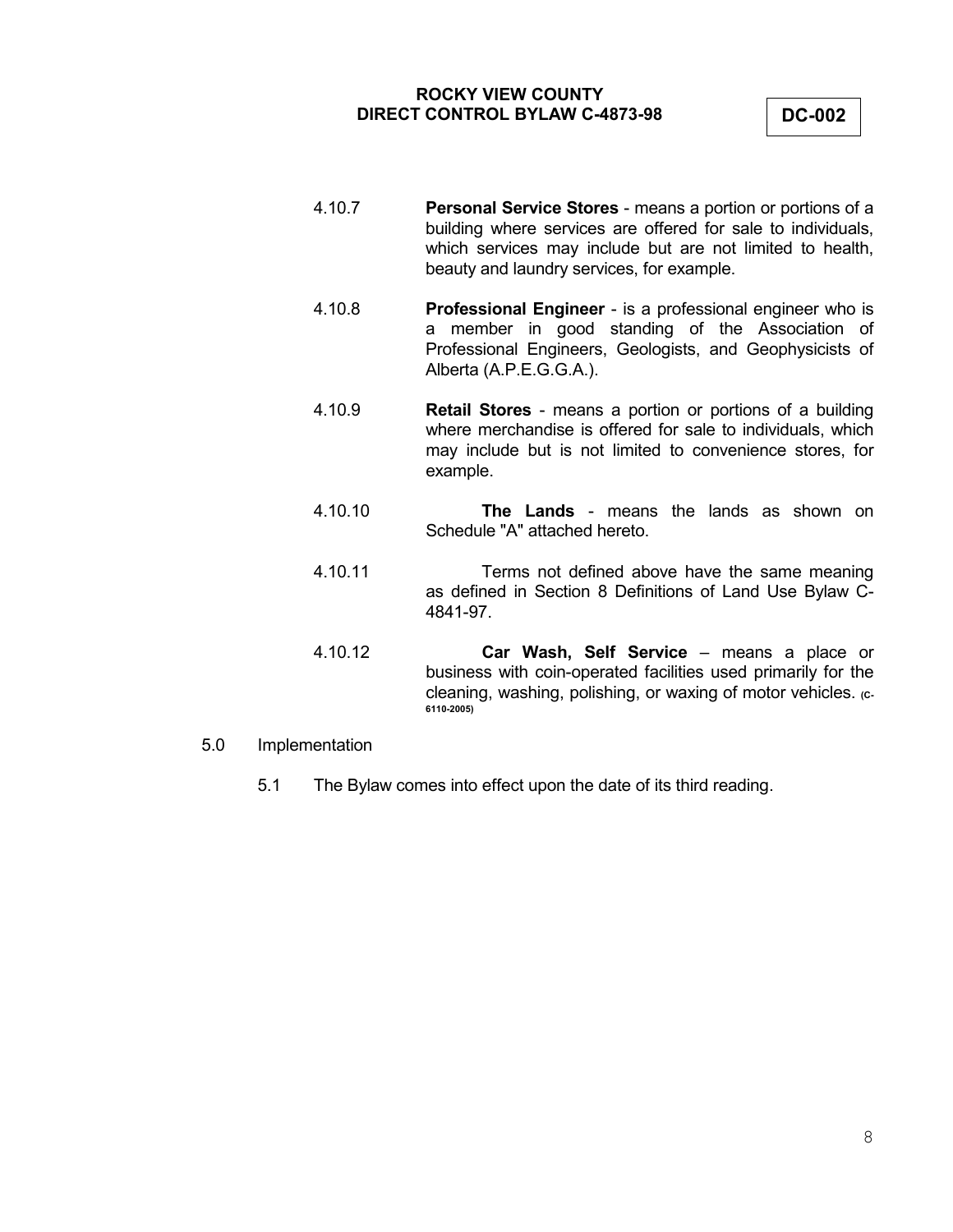4.10.7 **Personal Service Stores** - means a portion or portions of a building where services are offered for sale to individuals, which services may include but are not limited to health, beauty and laundry services, for example.

4.10.8 **Professional Engineer** - is a professional engineer who is a member in good standing of the Association of Professional Engineers, Geologists, and Geophysicists of Alberta (A.P.E.G.G.A.).

4.10.9 **Retail Stores** - means a portion or portions of a building where merchandise is offered for sale to individuals, which may include but is not limited to convenience stores, for example.

4.10.10 **The Lands** - means the lands as shown on Schedule "A" attached hereto.

4.10.11 Terms not defined above have the same meaning as defined in Section 8 Definitions of Land Use Bylaw C-4841-97.

4.10.12 **Car Wash, Self Service** – means a place or business with coin-operated facilities used primarily for the cleaning, washing, polishing, or waxing of motor vehicles. **(c-6110-2005)**

5.0 Implementation

5.1 The Bylaw comes into effect upon the date of its third reading.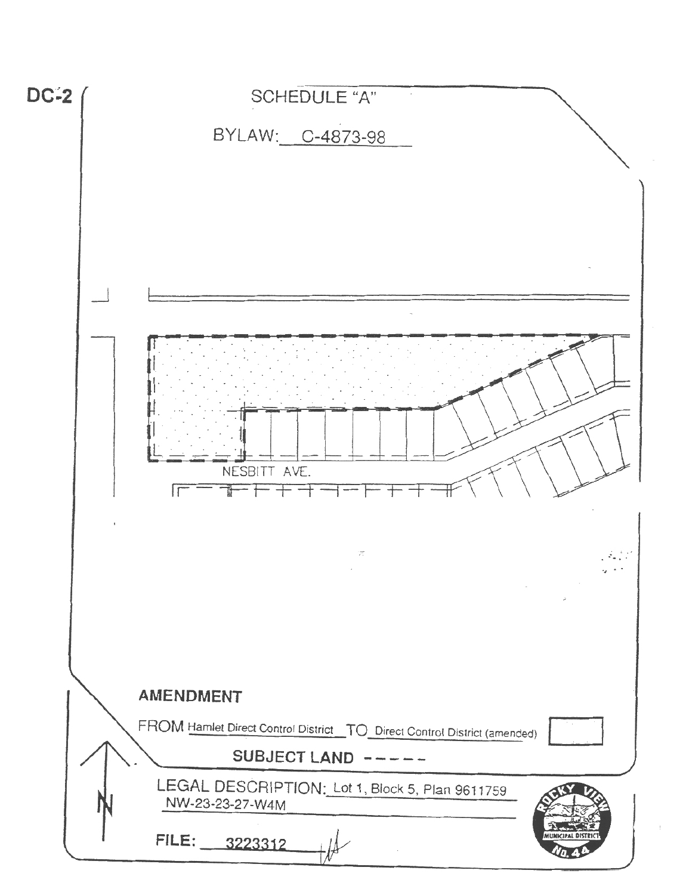DC-2

SCHEDULE "A"

BYLAW: C-4873-98

NESBITT AVE.

**AMENDMENT**

FROM Hamlet Direct Control District TO Direct Control District (amended)

**SUBJECT LAND - - - - -**

LEGAL DESCRIPTION: Lot 1, Block 5, Plan 9611759
NW-23-23-27-W4M

**FILE:** 3223312

ROCKY VIEW MUNICIPAL DISTRICT NO. 44